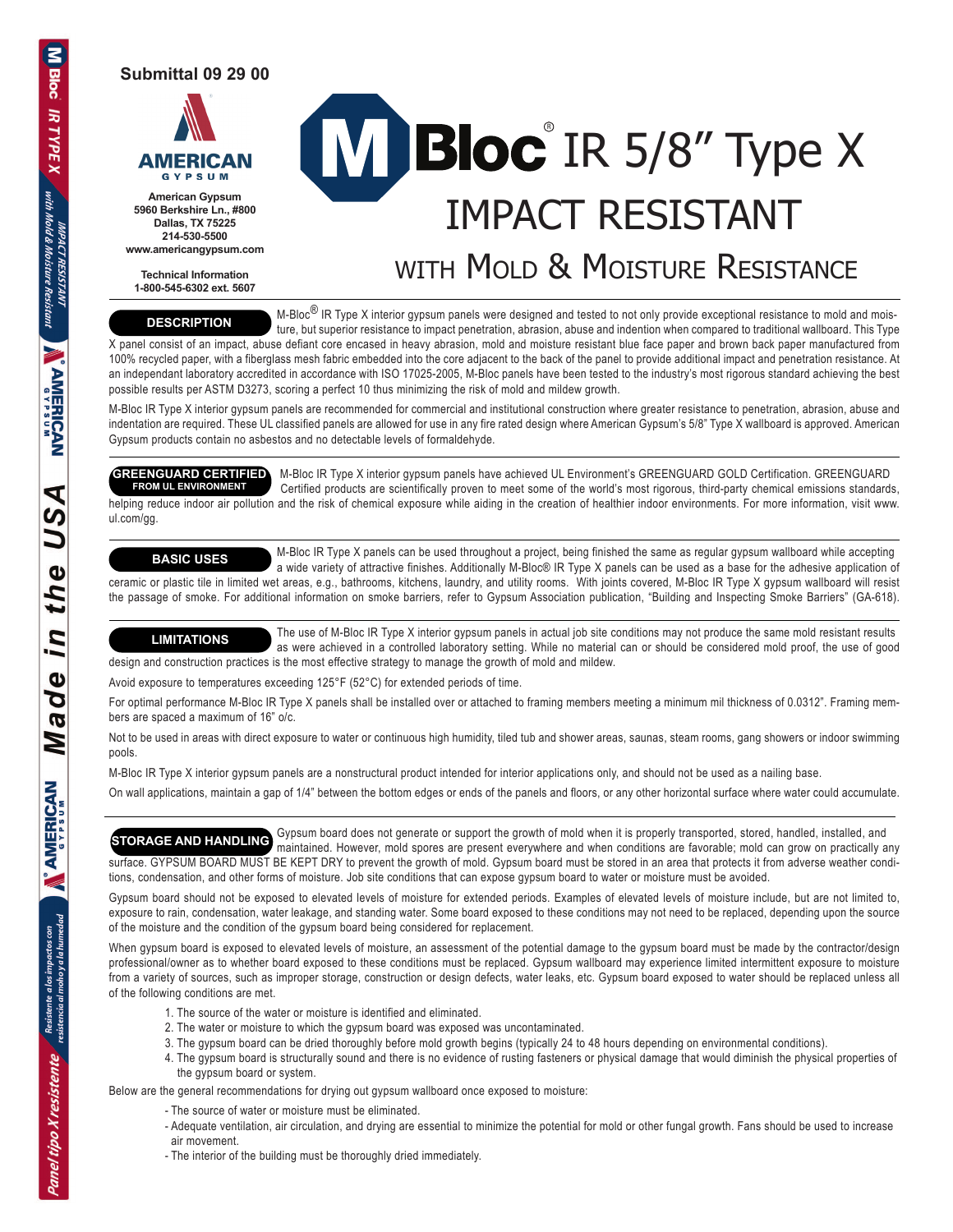Submittal 09 29 00

AMERICAN GYPSUM

**American Gypsum**
**5960 Berkshire Ln., #800**
**Dallas, TX 75225**
**214-530-5500**
**www.americangypsum.com**

**Technical Information**
**1-800-545-6302 ext. 5607**

# M-Bloc® IR 5/8" Type X
# IMPACT RESISTANT
## WITH MOLD & MOISTURE RESISTANCE

## DESCRIPTION

M-Bloc® IR Type X interior gypsum panels were designed and tested to not only provide exceptional resistance to mold and moisture, but superior resistance to impact penetration, abrasion, abuse and indention when compared to traditional wallboard. This Type X panel consist of an impact, abuse defiant core encased in heavy abrasion, mold and moisture resistant blue face paper and brown back paper manufactured from 100% recycled paper, with a fiberglass mesh fabric embedded into the core adjacent to the back of the panel to provide additional impact and penetration resistance. At an independant laboratory accredited in accordance with ISO 17025-2005, M-Bloc panels have been tested to the industry's most rigorous standard achieving the best possible results per ASTM D3273, scoring a perfect 10 thus minimizing the risk of mold and mildew growth.

M-Bloc IR Type X interior gypsum panels are recommended for commercial and institutional construction where greater resistance to penetration, abrasion, abuse and indentation are required. These UL classified panels are allowed for use in any fire rated design where American Gypsum's 5/8" Type X wallboard is approved. American Gypsum products contain no asbestos and no detectable levels of formaldehyde.

## GREENGUARD CERTIFIED FROM UL ENVIRONMENT

M-Bloc IR Type X interior gypsum panels have achieved UL Environment's GREENGUARD GOLD Certification. GREENGUARD Certified products are scientifically proven to meet some of the world's most rigorous, third-party chemical emissions standards, helping reduce indoor air pollution and the risk of chemical exposure while aiding in the creation of healthier indoor environments. For more information, visit www.ul.com/gg.

## BASIC USES

M-Bloc IR Type X panels can be used throughout a project, being finished the same as regular gypsum wallboard while accepting a wide variety of attractive finishes. Additionally M-Bloc® IR Type X panels can be used as a base for the adhesive application of ceramic or plastic tile in limited wet areas, e.g., bathrooms, kitchens, laundry, and utility rooms. With joints covered, M-Bloc IR Type X gypsum wallboard will resist the passage of smoke. For additional information on smoke barriers, refer to Gypsum Association publication, "Building and Inspecting Smoke Barriers" (GA-618).

## LIMITATIONS

The use of M-Bloc IR Type X interior gypsum panels in actual job site conditions may not produce the same mold resistant results as were achieved in a controlled laboratory setting. While no material can or should be considered mold proof, the use of good design and construction practices is the most effective strategy to manage the growth of mold and mildew.

Avoid exposure to temperatures exceeding 125°F (52°C) for extended periods of time.

For optimal performance M-Bloc IR Type X panels shall be installed over or attached to framing members meeting a minimum mil thickness of 0.0312". Framing members are spaced a maximum of 16" o/c.

Not to be used in areas with direct exposure to water or continuous high humidity, tiled tub and shower areas, saunas, steam rooms, gang showers or indoor swimming pools.

M-Bloc IR Type X interior gypsum panels are a nonstructural product intended for interior applications only, and should not be used as a nailing base.

On wall applications, maintain a gap of 1/4" between the bottom edges or ends of the panels and floors, or any other horizontal surface where water could accumulate.

## STORAGE AND HANDLING

Gypsum board does not generate or support the growth of mold when it is properly transported, stored, handled, installed, and maintained. However, mold spores are present everywhere and when conditions are favorable; mold can grow on practically any surface. GYPSUM BOARD MUST BE KEPT DRY to prevent the growth of mold. Gypsum board must be stored in an area that protects it from adverse weather conditions, condensation, and other forms of moisture. Job site conditions that can expose gypsum board to water or moisture must be avoided.

Gypsum board should not be exposed to elevated levels of moisture for extended periods. Examples of elevated levels of moisture include, but are not limited to, exposure to rain, condensation, water leakage, and standing water. Some board exposed to these conditions may not need to be replaced, depending upon the source of the moisture and the condition of the gypsum board being considered for replacement.

When gypsum board is exposed to elevated levels of moisture, an assessment of the potential damage to the gypsum board must be made by the contractor/design professional/owner as to whether board exposed to these conditions must be replaced. Gypsum wallboard may experience limited intermittent exposure to moisture from a variety of sources, such as improper storage, construction or design defects, water leaks, etc. Gypsum board exposed to water should be replaced unless all of the following conditions are met.

1. The source of the water or moisture is identified and eliminated.
2. The water or moisture to which the gypsum board was exposed was uncontaminated.
3. The gypsum board can be dried thoroughly before mold growth begins (typically 24 to 48 hours depending on environmental conditions).
4. The gypsum board is structurally sound and there is no evidence of rusting fasteners or physical damage that would diminish the physical properties of the gypsum board or system.

Below are the general recommendations for drying out gypsum wallboard once exposed to moisture:

- The source of water or moisture must be eliminated.
- Adequate ventilation, air circulation, and drying are essential to minimize the potential for mold or other fungal growth. Fans should be used to increase air movement.
- The interior of the building must be thoroughly dried immediately.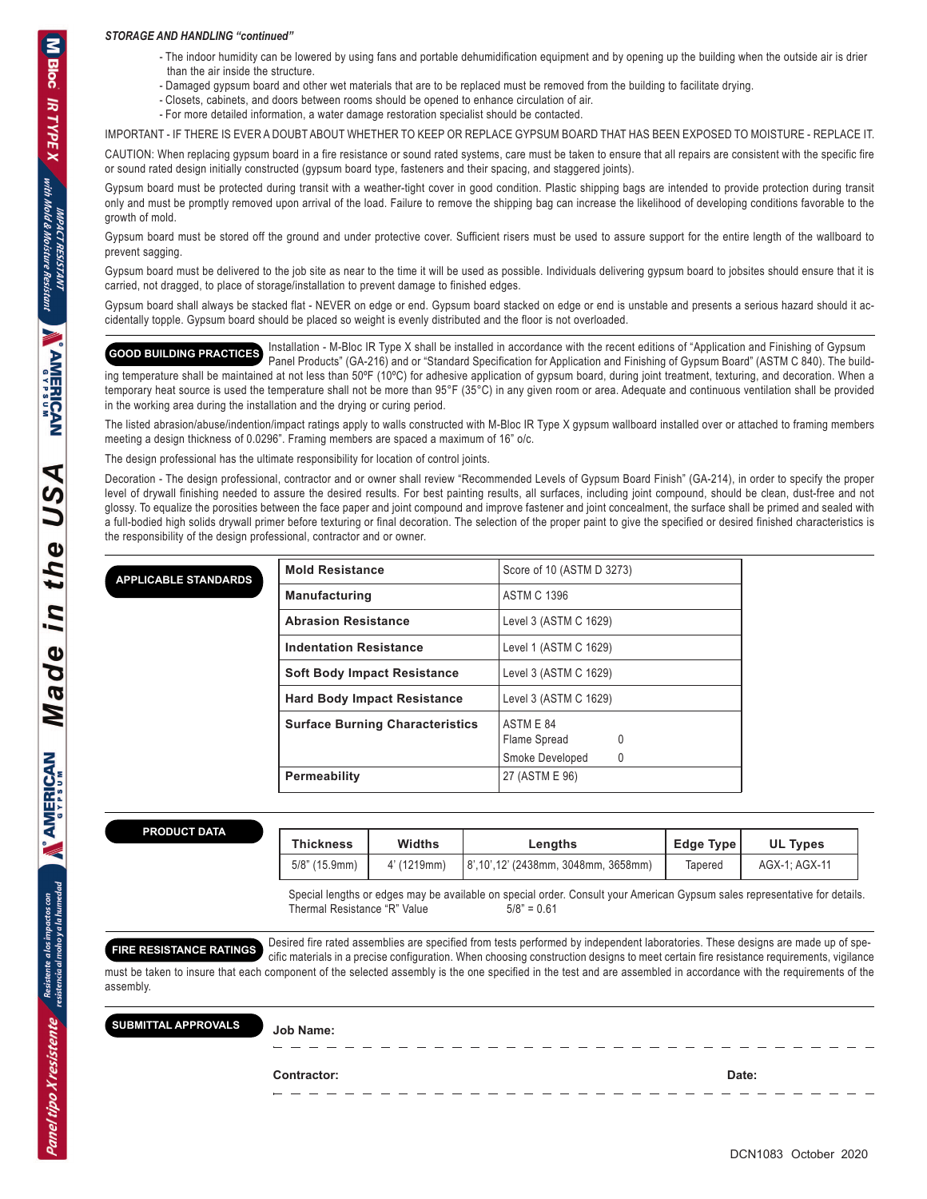*STORAGE AND HANDLING "continued"*

- The indoor humidity can be lowered by using fans and portable dehumidification equipment and by opening up the building when the outside air is drier than the air inside the structure.
- Damaged gypsum board and other wet materials that are to be replaced must be removed from the building to facilitate drying.
- Closets, cabinets, and doors between rooms should be opened to enhance circulation of air.
- For more detailed information, a water damage restoration specialist should be contacted.

IMPORTANT - IF THERE IS EVER A DOUBT ABOUT WHETHER TO KEEP OR REPLACE GYPSUM BOARD THAT HAS BEEN EXPOSED TO MOISTURE - REPLACE IT.

CAUTION: When replacing gypsum board in a fire resistance or sound rated systems, care must be taken to ensure that all repairs are consistent with the specific fire or sound rated design initially constructed (gypsum board type, fasteners and their spacing, and staggered joints).

Gypsum board must be protected during transit with a weather-tight cover in good condition. Plastic shipping bags are intended to provide protection during transit only and must be promptly removed upon arrival of the load. Failure to remove the shipping bag can increase the likelihood of developing conditions favorable to the growth of mold.

Gypsum board must be stored off the ground and under protective cover. Sufficient risers must be used to assure support for the entire length of the wallboard to prevent sagging.

Gypsum board must be delivered to the job site as near to the time it will be used as possible. Individuals delivering gypsum board to jobsites should ensure that it is carried, not dragged, to place of storage/installation to prevent damage to finished edges.

Gypsum board shall always be stacked flat - NEVER on edge or end. Gypsum board stacked on edge or end is unstable and presents a serious hazard should it accidentally topple. Gypsum board should be placed so weight is evenly distributed and the floor is not overloaded.

## GOOD BUILDING PRACTICES

Installation - M-Bloc IR Type X shall be installed in accordance with the recent editions of "Application and Finishing of Gypsum Panel Products" (GA-216) and or "Standard Specification for Application and Finishing of Gypsum Board" (ASTM C 840). The building temperature shall be maintained at not less than 50ºF (10ºC) for adhesive application of gypsum board, during joint treatment, texturing, and decoration. When a temporary heat source is used the temperature shall not be more than 95°F (35°C) in any given room or area. Adequate and continuous ventilation shall be provided in the working area during the installation and the drying or curing period.

The listed abrasion/abuse/indention/impact ratings apply to walls constructed with M-Bloc IR Type X gypsum wallboard installed over or attached to framing members meeting a design thickness of 0.0296". Framing members are spaced a maximum of 16" o/c.

The design professional has the ultimate responsibility for location of control joints.

Decoration - The design professional, contractor and or owner shall review "Recommended Levels of Gypsum Board Finish" (GA-214), in order to specify the proper level of drywall finishing needed to assure the desired results. For best painting results, all surfaces, including joint compound, should be clean, dust-free and not glossy. To equalize the porosities between the face paper and joint compound and improve fastener and joint concealment, the surface shall be primed and sealed with a full-bodied high solids drywall primer before texturing or final decoration. The selection of the proper paint to give the specified or desired finished characteristics is the responsibility of the design professional, contractor and or owner.

## APPLICABLE STANDARDS

| | |
|---|---|
| **Mold Resistance** | Score of 10 (ASTM D 3273) |
| **Manufacturing** | ASTM C 1396 |
| **Abrasion Resistance** | Level 3 (ASTM C 1629) |
| **Indentation Resistance** | Level 1 (ASTM C 1629) |
| **Soft Body Impact Resistance** | Level 3 (ASTM C 1629) |
| **Hard Body Impact Resistance** | Level 3 (ASTM C 1629) |
| **Surface Burning Characteristics** | ASTM E 84<br>Flame Spread 0<br>Smoke Developed 0 |
| **Permeability** | 27 (ASTM E 96) |

## PRODUCT DATA

| Thickness | Widths | Lengths | Edge Type | UL Types |
|---|---|---|---|---|
| 5/8" (15.9mm) | 4' (1219mm) | 8',10',12' (2438mm, 3048mm, 3658mm) | Tapered | AGX-1; AGX-11 |

Special lengths or edges may be available on special order. Consult your American Gypsum sales representative for details.
Thermal Resistance "R" Value 5/8" = 0.61

## FIRE RESISTANCE RATINGS

Desired fire rated assemblies are specified from tests performed by independent laboratories. These designs are made up of specific materials in a precise configuration. When choosing construction designs to meet certain fire resistance requirements, vigilance must be taken to insure that each component of the selected assembly is the one specified in the test and are assembled in accordance with the requirements of the assembly.

## SUBMITTAL APPROVALS

**Job Name:**

**Contractor:** **Date:**

DCN1083 October 2020